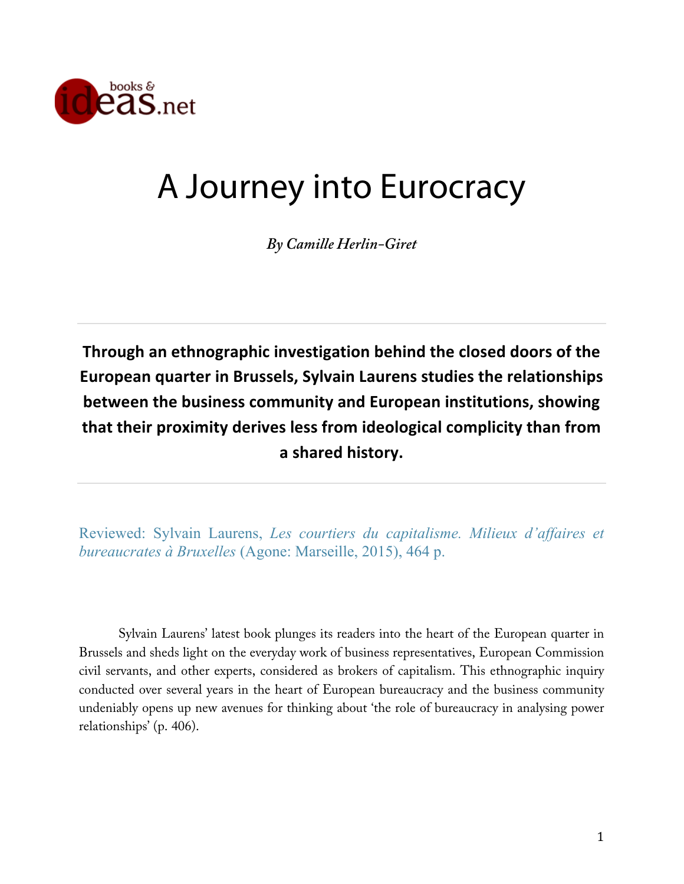# A Journey into Eurocracy

***By Camille Herlin-Giret***

---

**Through an ethnographic investigation behind the closed doors of the European quarter in Brussels, Sylvain Laurens studies the relationships between the business community and European institutions, showing that their proximity derives less from ideological complicity than from a shared history.**

---

Reviewed: Sylvain Laurens, *Les courtiers du capitalisme. Milieux d'affaires et bureaucrates à Bruxelles* (Agone: Marseille, 2015), 464 p.

Sylvain Laurens' latest book plunges its readers into the heart of the European quarter in Brussels and sheds light on the everyday work of business representatives, European Commission civil servants, and other experts, considered as brokers of capitalism. This ethnographic inquiry conducted over several years in the heart of European bureaucracy and the business community undeniably opens up new avenues for thinking about 'the role of bureaucracy in analysing power relationships' (p. 406).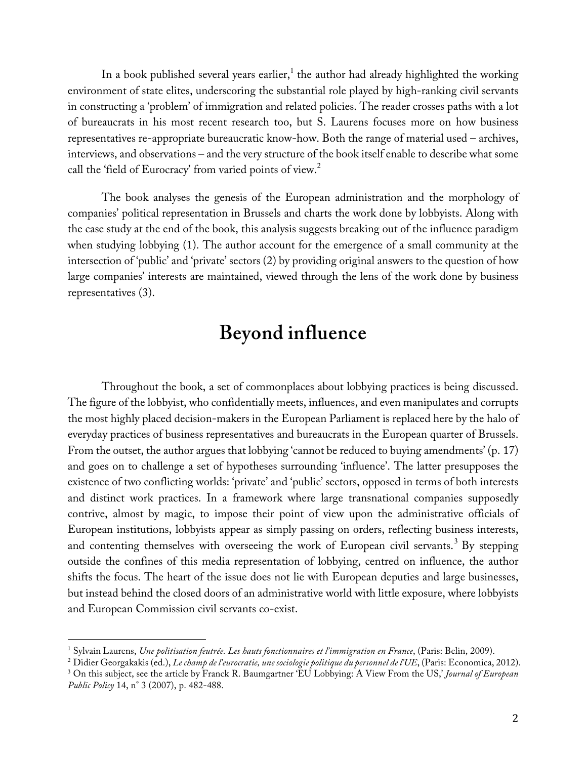In a book published several years earlier,[1] the author had already highlighted the working environment of state elites, underscoring the substantial role played by high-ranking civil servants in constructing a 'problem' of immigration and related policies. The reader crosses paths with a lot of bureaucrats in his most recent research too, but S. Laurens focuses more on how business representatives re-appropriate bureaucratic know-how. Both the range of material used – archives, interviews, and observations – and the very structure of the book itself enable to describe what some call the 'field of Eurocracy' from varied points of view.[2]

The book analyses the genesis of the European administration and the morphology of companies' political representation in Brussels and charts the work done by lobbyists. Along with the case study at the end of the book, this analysis suggests breaking out of the influence paradigm when studying lobbying (1). The author account for the emergence of a small community at the intersection of 'public' and 'private' sectors (2) by providing original answers to the question of how large companies' interests are maintained, viewed through the lens of the work done by business representatives (3).

## Beyond influence

Throughout the book, a set of commonplaces about lobbying practices is being discussed. The figure of the lobbyist, who confidentially meets, influences, and even manipulates and corrupts the most highly placed decision-makers in the European Parliament is replaced here by the halo of everyday practices of business representatives and bureaucrats in the European quarter of Brussels. From the outset, the author argues that lobbying 'cannot be reduced to buying amendments' (p. 17) and goes on to challenge a set of hypotheses surrounding 'influence'. The latter presupposes the existence of two conflicting worlds: 'private' and 'public' sectors, opposed in terms of both interests and distinct work practices. In a framework where large transnational companies supposedly contrive, almost by magic, to impose their point of view upon the administrative officials of European institutions, lobbyists appear as simply passing on orders, reflecting business interests, and contenting themselves with overseeing the work of European civil servants.[3] By stepping outside the confines of this media representation of lobbying, centred on influence, the author shifts the focus. The heart of the issue does not lie with European deputies and large businesses, but instead behind the closed doors of an administrative world with little exposure, where lobbyists and European Commission civil servants co-exist.

---

[1] Sylvain Laurens, *Une politisation feutrée. Les hauts fonctionnaires et l'immigration en France*, (Paris: Belin, 2009).

[2] Didier Georgakakis (ed.), *Le champ de l'eurocratie, une sociologie politique du personnel de l'UE*, (Paris: Economica, 2012).

[3] On this subject, see the article by Franck R. Baumgartner 'EU Lobbying: A View From the US,' *Journal of European Public Policy* 14, n° 3 (2007), p. 482-488.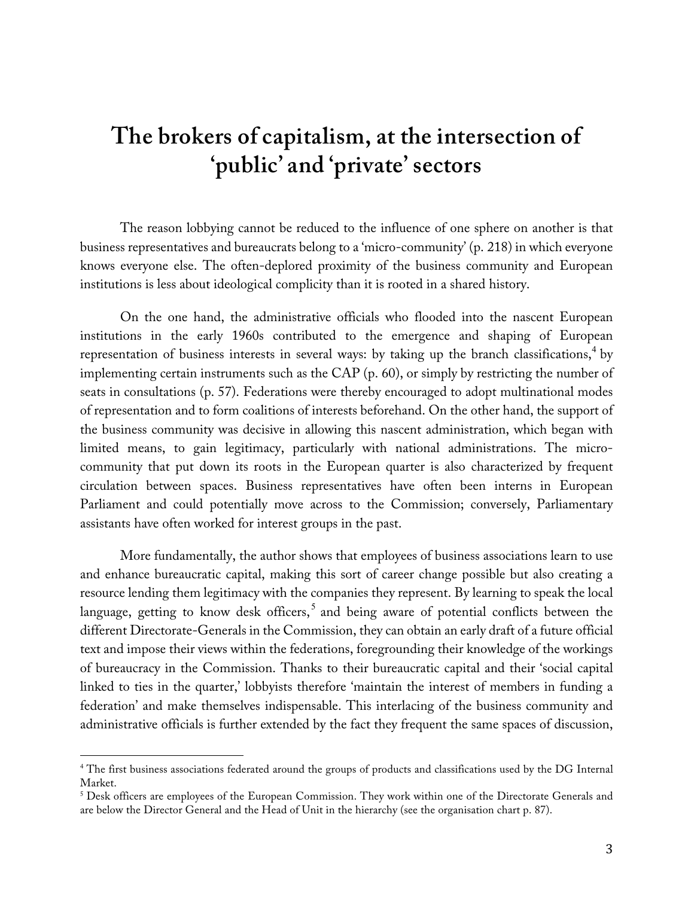# The brokers of capitalism, at the intersection of 'public' and 'private' sectors

The reason lobbying cannot be reduced to the influence of one sphere on another is that business representatives and bureaucrats belong to a 'micro-community' (p. 218) in which everyone knows everyone else. The often-deplored proximity of the business community and European institutions is less about ideological complicity than it is rooted in a shared history.

On the one hand, the administrative officials who flooded into the nascent European institutions in the early 1960s contributed to the emergence and shaping of European representation of business interests in several ways: by taking up the branch classifications,[4] by implementing certain instruments such as the CAP (p. 60), or simply by restricting the number of seats in consultations (p. 57). Federations were thereby encouraged to adopt multinational modes of representation and to form coalitions of interests beforehand. On the other hand, the support of the business community was decisive in allowing this nascent administration, which began with limited means, to gain legitimacy, particularly with national administrations. The micro-community that put down its roots in the European quarter is also characterized by frequent circulation between spaces. Business representatives have often been interns in European Parliament and could potentially move across to the Commission; conversely, Parliamentary assistants have often worked for interest groups in the past.

More fundamentally, the author shows that employees of business associations learn to use and enhance bureaucratic capital, making this sort of career change possible but also creating a resource lending them legitimacy with the companies they represent. By learning to speak the local language, getting to know desk officers,[5] and being aware of potential conflicts between the different Directorate-Generals in the Commission, they can obtain an early draft of a future official text and impose their views within the federations, foregrounding their knowledge of the workings of bureaucracy in the Commission. Thanks to their bureaucratic capital and their 'social capital linked to ties in the quarter,' lobbyists therefore 'maintain the interest of members in funding a federation' and make themselves indispensable. This interlacing of the business community and administrative officials is further extended by the fact they frequent the same spaces of discussion,

---

[4] The first business associations federated around the groups of products and classifications used by the DG Internal Market.

[5] Desk officers are employees of the European Commission. They work within one of the Directorate Generals and are below the Director General and the Head of Unit in the hierarchy (see the organisation chart p. 87).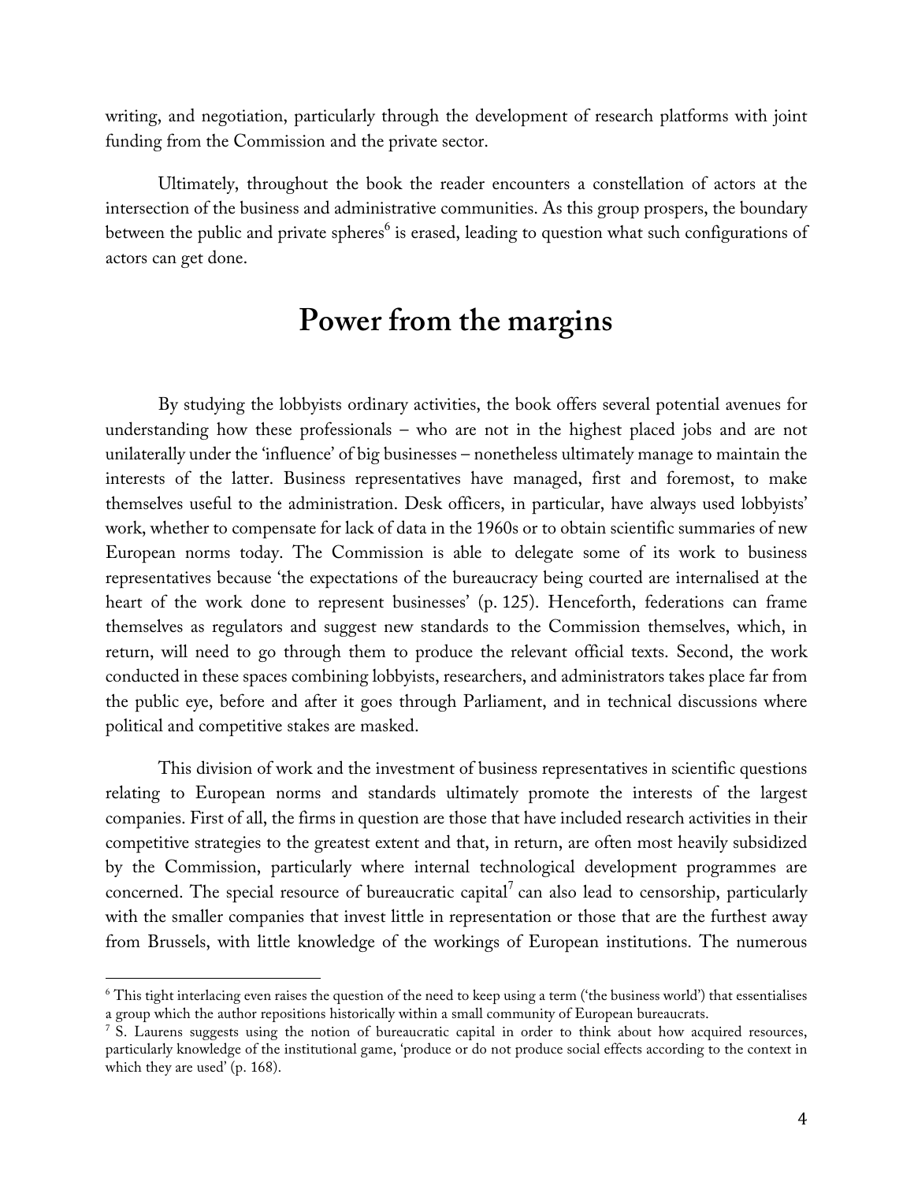writing, and negotiation, particularly through the development of research platforms with joint funding from the Commission and the private sector.

Ultimately, throughout the book the reader encounters a constellation of actors at the intersection of the business and administrative communities. As this group prospers, the boundary between the public and private spheres[6] is erased, leading to question what such configurations of actors can get done.

## Power from the margins

By studying the lobbyists ordinary activities, the book offers several potential avenues for understanding how these professionals – who are not in the highest placed jobs and are not unilaterally under the 'influence' of big businesses – nonetheless ultimately manage to maintain the interests of the latter. Business representatives have managed, first and foremost, to make themselves useful to the administration. Desk officers, in particular, have always used lobbyists' work, whether to compensate for lack of data in the 1960s or to obtain scientific summaries of new European norms today. The Commission is able to delegate some of its work to business representatives because 'the expectations of the bureaucracy being courted are internalised at the heart of the work done to represent businesses' (p. 125). Henceforth, federations can frame themselves as regulators and suggest new standards to the Commission themselves, which, in return, will need to go through them to produce the relevant official texts. Second, the work conducted in these spaces combining lobbyists, researchers, and administrators takes place far from the public eye, before and after it goes through Parliament, and in technical discussions where political and competitive stakes are masked.

This division of work and the investment of business representatives in scientific questions relating to European norms and standards ultimately promote the interests of the largest companies. First of all, the firms in question are those that have included research activities in their competitive strategies to the greatest extent and that, in return, are often most heavily subsidized by the Commission, particularly where internal technological development programmes are concerned. The special resource of bureaucratic capital[7] can also lead to censorship, particularly with the smaller companies that invest little in representation or those that are the furthest away from Brussels, with little knowledge of the workings of European institutions. The numerous

[6] This tight interlacing even raises the question of the need to keep using a term ('the business world') that essentialises a group which the author repositions historically within a small community of European bureaucrats.

[7] S. Laurens suggests using the notion of bureaucratic capital in order to think about how acquired resources, particularly knowledge of the institutional game, 'produce or do not produce social effects according to the context in which they are used' (p. 168).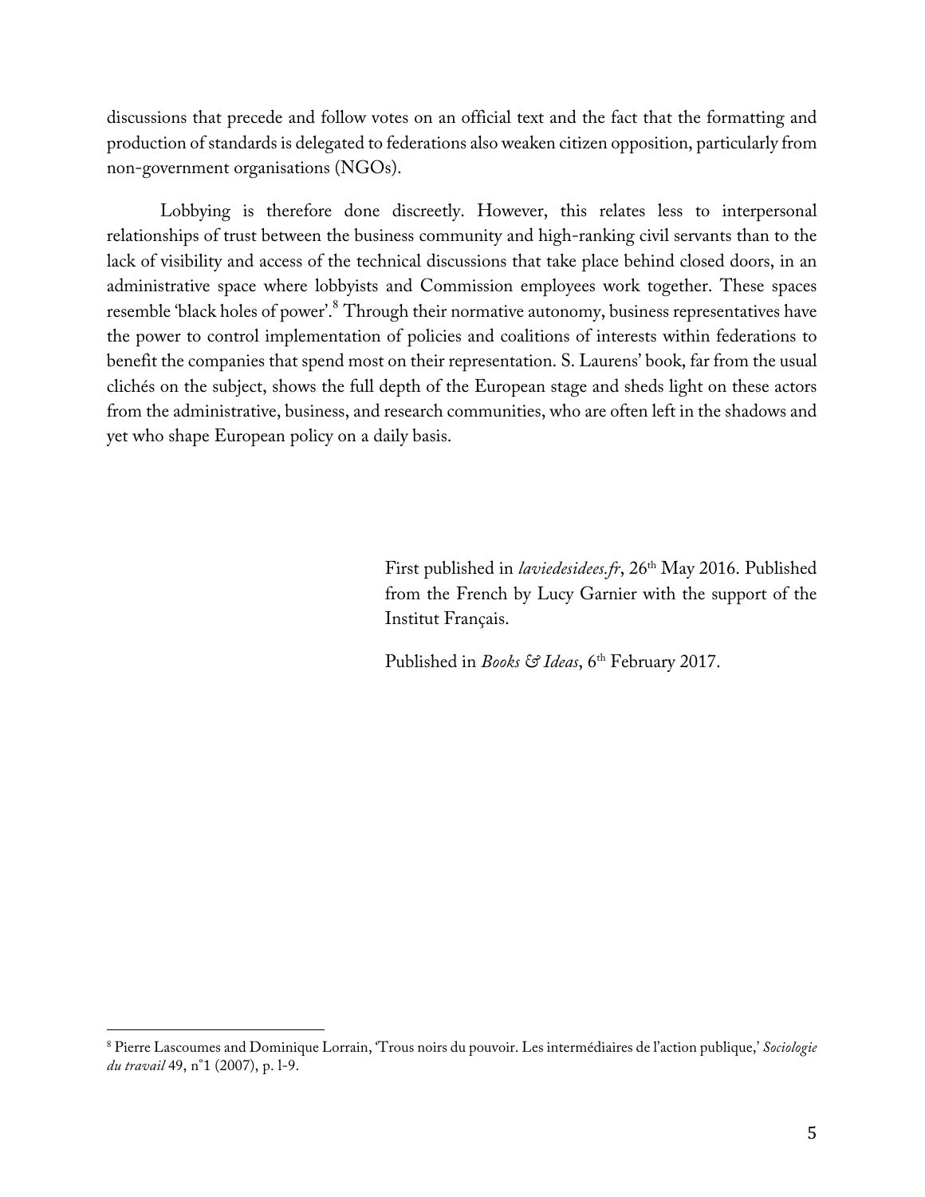discussions that precede and follow votes on an official text and the fact that the formatting and production of standards is delegated to federations also weaken citizen opposition, particularly from non-government organisations (NGOs).

Lobbying is therefore done discreetly. However, this relates less to interpersonal relationships of trust between the business community and high-ranking civil servants than to the lack of visibility and access of the technical discussions that take place behind closed doors, in an administrative space where lobbyists and Commission employees work together. These spaces resemble 'black holes of power'.[8] Through their normative autonomy, business representatives have the power to control implementation of policies and coalitions of interests within federations to benefit the companies that spend most on their representation. S. Laurens' book, far from the usual clichés on the subject, shows the full depth of the European stage and sheds light on these actors from the administrative, business, and research communities, who are often left in the shadows and yet who shape European policy on a daily basis.

First published in *laviedesidees.fr*, 26th May 2016. Published from the French by Lucy Garnier with the support of the Institut Français.

Published in *Books & Ideas*, 6th February 2017.

---

[8] Pierre Lascoumes and Dominique Lorrain, 'Trous noirs du pouvoir. Les intermédiaires de l'action publique,' *Sociologie du travail* 49, n°1 (2007), p. 1-9.